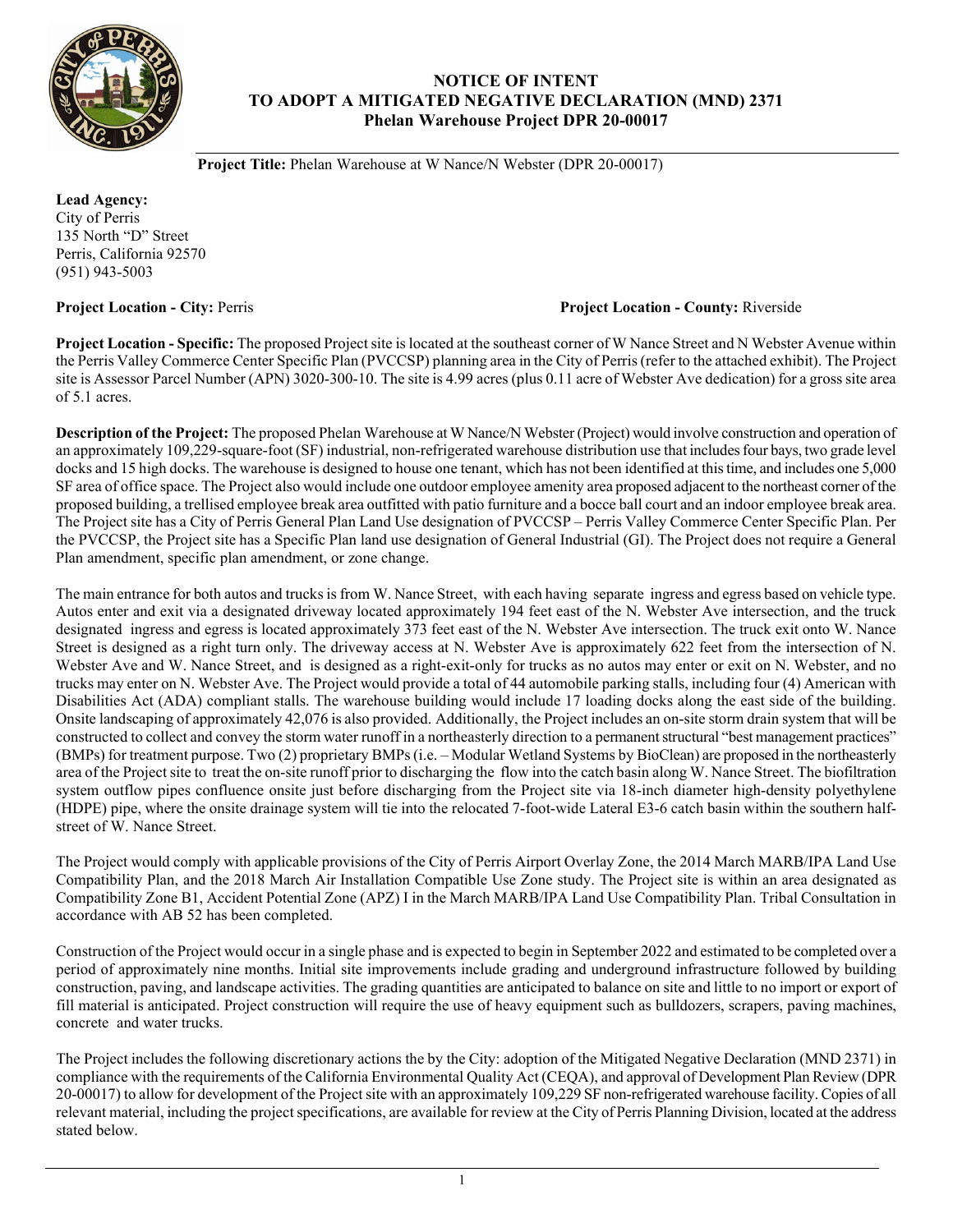# NOTICE OF INTENT TO ADOPT A MITIGATED NEGATIVE DECLARATION (MND) 2371

## Phelan Warehouse Project DPR 20-00017

**Project Title:** Phelan Warehouse at W Nance/N Webster (DPR 20-00017)

**Lead Agency:**
City of Perris
135 North "D" Street
Perris, California 92570
(951) 943-5003

**Project Location - City:** Perris

**Project Location - County:** Riverside

**Project Location - Specific:** The proposed Project site is located at the southeast corner of W Nance Street and N Webster Avenue within the Perris Valley Commerce Center Specific Plan (PVCCSP) planning area in the City of Perris (refer to the attached exhibit). The Project site is Assessor Parcel Number (APN) 3020-300-10. The site is 4.99 acres (plus 0.11 acre of Webster Ave dedication) for a gross site area of 5.1 acres.

**Description of the Project:** The proposed Phelan Warehouse at W Nance/N Webster (Project) would involve construction and operation of an approximately 109,229-square-foot (SF) industrial, non-refrigerated warehouse distribution use that includes four bays, two grade level docks and 15 high docks. The warehouse is designed to house one tenant, which has not been identified at this time, and includes one 5,000 SF area of office space. The Project also would include one outdoor employee amenity area proposed adjacent to the northeast corner of the proposed building, a trellised employee break area outfitted with patio furniture and a bocce ball court and an indoor employee break area. The Project site has a City of Perris General Plan Land Use designation of PVCCSP – Perris Valley Commerce Center Specific Plan. Per the PVCCSP, the Project site has a Specific Plan land use designation of General Industrial (GI). The Project does not require a General Plan amendment, specific plan amendment, or zone change.

The main entrance for both autos and trucks is from W. Nance Street, with each having separate ingress and egress based on vehicle type. Autos enter and exit via a designated driveway located approximately 194 feet east of the N. Webster Ave intersection, and the truck designated ingress and egress is located approximately 373 feet east of the N. Webster Ave intersection. The truck exit onto W. Nance Street is designed as a right turn only. The driveway access at N. Webster Ave is approximately 622 feet from the intersection of N. Webster Ave and W. Nance Street, and is designed as a right-exit-only for trucks as no autos may enter or exit on N. Webster, and no trucks may enter on N. Webster Ave. The Project would provide a total of 44 automobile parking stalls, including four (4) American with Disabilities Act (ADA) compliant stalls. The warehouse building would include 17 loading docks along the east side of the building. Onsite landscaping of approximately 42,076 is also provided. Additionally, the Project includes an on-site storm drain system that will be constructed to collect and convey the storm water runoff in a northeasterly direction to a permanent structural "best management practices" (BMPs) for treatment purpose. Two (2) proprietary BMPs (i.e. – Modular Wetland Systems by BioClean) are proposed in the northeasterly area of the Project site to treat the on-site runoff prior to discharging the flow into the catch basin along W. Nance Street. The biofiltration system outflow pipes confluence onsite just before discharging from the Project site via 18-inch diameter high-density polyethylene (HDPE) pipe, where the onsite drainage system will tie into the relocated 7-foot-wide Lateral E3-6 catch basin within the southern half-street of W. Nance Street.

The Project would comply with applicable provisions of the City of Perris Airport Overlay Zone, the 2014 March MARB/IPA Land Use Compatibility Plan, and the 2018 March Air Installation Compatible Use Zone study. The Project site is within an area designated as Compatibility Zone B1, Accident Potential Zone (APZ) I in the March MARB/IPA Land Use Compatibility Plan. Tribal Consultation in accordance with AB 52 has been completed.

Construction of the Project would occur in a single phase and is expected to begin in September 2022 and estimated to be completed over a period of approximately nine months. Initial site improvements include grading and underground infrastructure followed by building construction, paving, and landscape activities. The grading quantities are anticipated to balance on site and little to no import or export of fill material is anticipated. Project construction will require the use of heavy equipment such as bulldozers, scrapers, paving machines, concrete and water trucks.

The Project includes the following discretionary actions the by the City: adoption of the Mitigated Negative Declaration (MND 2371) in compliance with the requirements of the California Environmental Quality Act (CEQA), and approval of Development Plan Review (DPR 20-00017) to allow for development of the Project site with an approximately 109,229 SF non-refrigerated warehouse facility. Copies of all relevant material, including the project specifications, are available for review at the City of Perris Planning Division, located at the address stated below.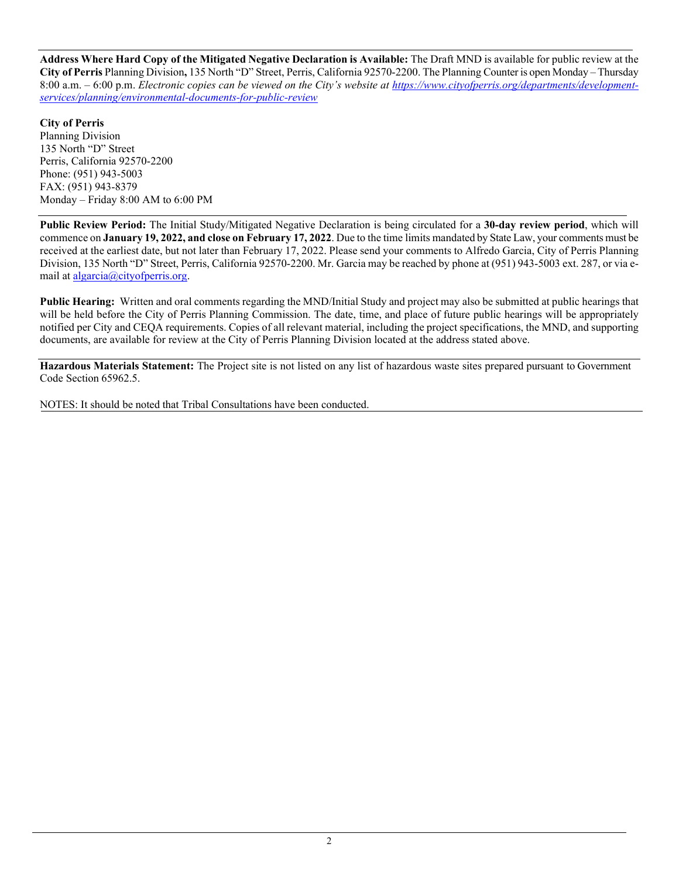**Address Where Hard Copy of the Mitigated Negative Declaration is Available:** The Draft MND is available for public review at the **City of Perris** Planning Division**,** 135 North "D" Street, Perris, California 92570-2200. The Planning Counter is open Monday – Thursday 8:00 a.m. – 6:00 p.m. *Electronic copies can be viewed on the City's website at [https://www.cityofperris.org/departments/development-services/planning/environmental-documents-for-public-review](https://www.cityofperris.org/departments/development-services/planning/environmental-documents-for-public-review)*

**City of Perris**
Planning Division
135 North "D" Street
Perris, California 92570-2200
Phone: (951) 943-5003
FAX: (951) 943-8379
Monday – Friday 8:00 AM to 6:00 PM

**Public Review Period:** The Initial Study/Mitigated Negative Declaration is being circulated for a **30-day review period**, which will commence on **January 19, 2022, and close on February 17, 2022**. Due to the time limits mandated by State Law, your comments must be received at the earliest date, but not later than February 17, 2022. Please send your comments to Alfredo Garcia, City of Perris Planning Division, 135 North "D" Street, Perris, California 92570-2200. Mr. Garcia may be reached by phone at (951) 943-5003 ext. 287, or via e-mail at [algarcia@cityofperris.org](mailto:algarcia@cityofperris.org).

**Public Hearing:** Written and oral comments regarding the MND/Initial Study and project may also be submitted at public hearings that will be held before the City of Perris Planning Commission. The date, time, and place of future public hearings will be appropriately notified per City and CEQA requirements. Copies of all relevant material, including the project specifications, the MND, and supporting documents, are available for review at the City of Perris Planning Division located at the address stated above.

**Hazardous Materials Statement:** The Project site is not listed on any list of hazardous waste sites prepared pursuant to Government Code Section 65962.5.

NOTES: It should be noted that Tribal Consultations have been conducted.